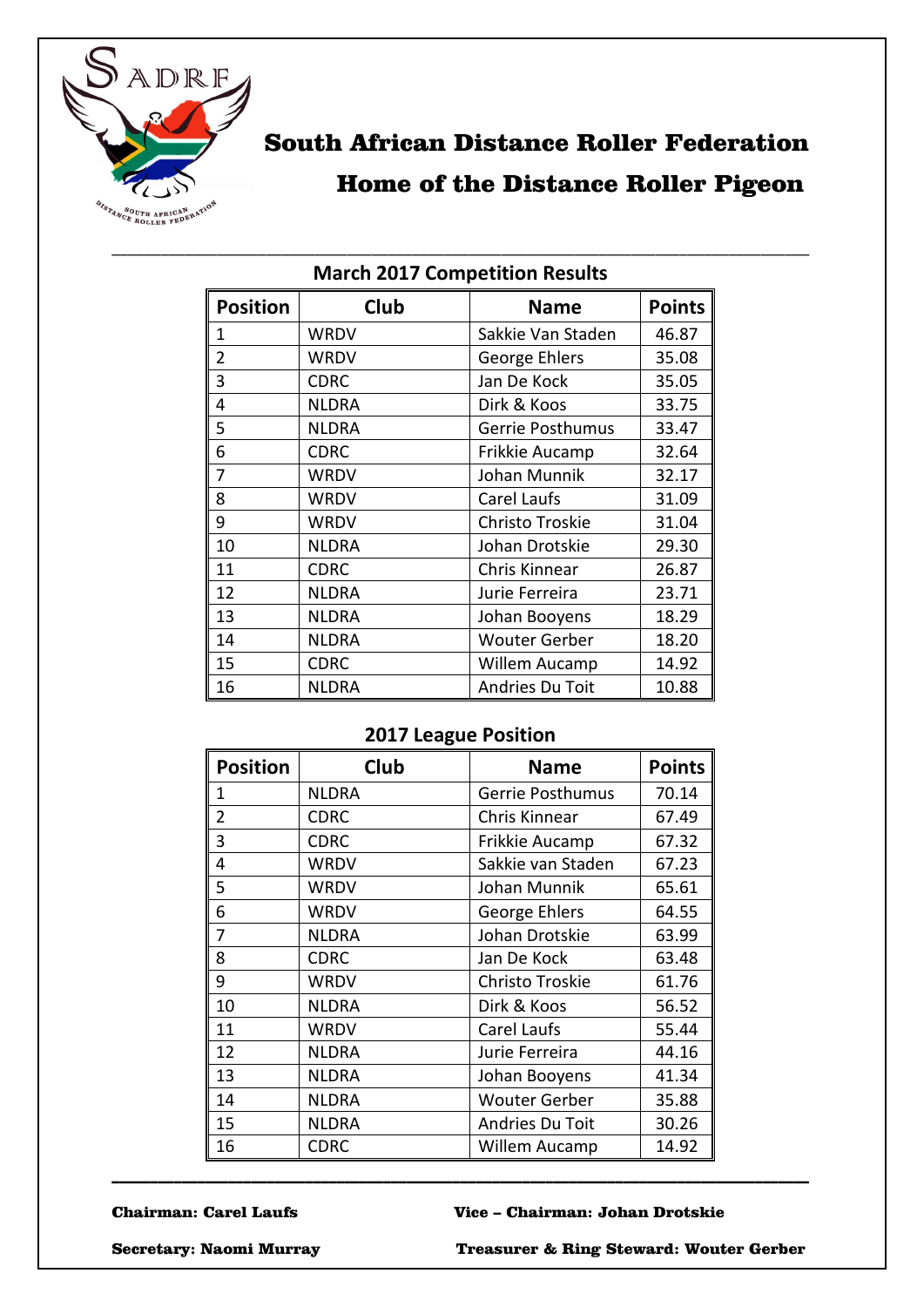# South African Distance Roller Federation

## Home of the Distance Roller Pigeon

### March 2017 Competition Results

| Position | Club | Name | Points |
|---|---|---|---|
| 1 | WRDV | Sakkie Van Staden | 46.87 |
| 2 | WRDV | George Ehlers | 35.08 |
| 3 | CDRC | Jan De Kock | 35.05 |
| 4 | NLDRA | Dirk & Koos | 33.75 |
| 5 | NLDRA | Gerrie Posthumus | 33.47 |
| 6 | CDRC | Frikkie Aucamp | 32.64 |
| 7 | WRDV | Johan Munnik | 32.17 |
| 8 | WRDV | Carel Laufs | 31.09 |
| 9 | WRDV | Christo Troskie | 31.04 |
| 10 | NLDRA | Johan Drotskie | 29.30 |
| 11 | CDRC | Chris Kinnear | 26.87 |
| 12 | NLDRA | Jurie Ferreira | 23.71 |
| 13 | NLDRA | Johan Booyens | 18.29 |
| 14 | NLDRA | Wouter Gerber | 18.20 |
| 15 | CDRC | Willem Aucamp | 14.92 |
| 16 | NLDRA | Andries Du Toit | 10.88 |

### 2017 League Position

| Position | Club | Name | Points |
|---|---|---|---|
| 1 | NLDRA | Gerrie Posthumus | 70.14 |
| 2 | CDRC | Chris Kinnear | 67.49 |
| 3 | CDRC | Frikkie Aucamp | 67.32 |
| 4 | WRDV | Sakkie van Staden | 67.23 |
| 5 | WRDV | Johan Munnik | 65.61 |
| 6 | WRDV | George Ehlers | 64.55 |
| 7 | NLDRA | Johan Drotskie | 63.99 |
| 8 | CDRC | Jan De Kock | 63.48 |
| 9 | WRDV | Christo Troskie | 61.76 |
| 10 | NLDRA | Dirk & Koos | 56.52 |
| 11 | WRDV | Carel Laufs | 55.44 |
| 12 | NLDRA | Jurie Ferreira | 44.16 |
| 13 | NLDRA | Johan Booyens | 41.34 |
| 14 | NLDRA | Wouter Gerber | 35.88 |
| 15 | NLDRA | Andries Du Toit | 30.26 |
| 16 | CDRC | Willem Aucamp | 14.92 |

**Chairman: Carel Laufs** **Vice – Chairman: Johan Drotskie**

**Secretary: Naomi Murray** **Treasurer & Ring Steward: Wouter Gerber**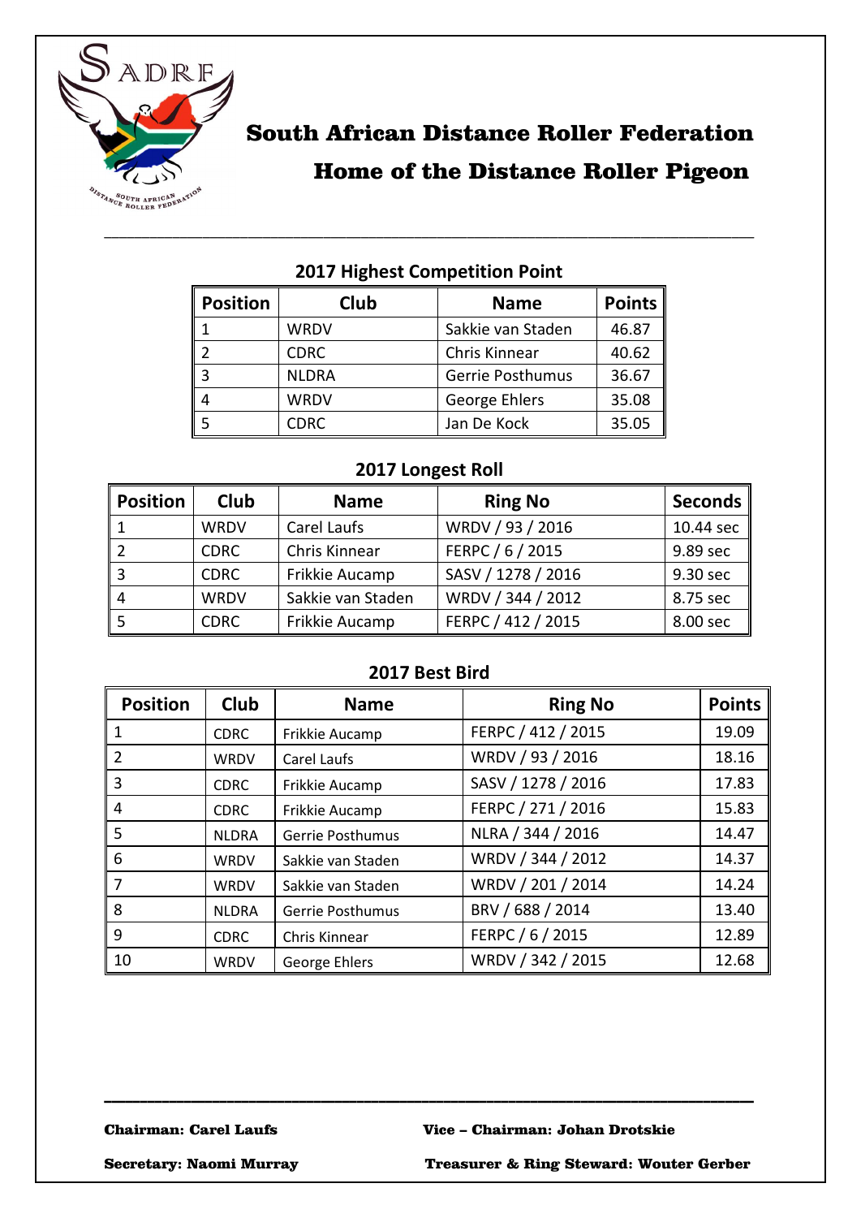# South African Distance Roller Federation

## Home of the Distance Roller Pigeon

---

### 2017 Highest Competition Point

| Position | Club | Name | Points |
|---|---|---|---|
| 1 | WRDV | Sakkie van Staden | 46.87 |
| 2 | CDRC | Chris Kinnear | 40.62 |
| 3 | NLDRA | Gerrie Posthumus | 36.67 |
| 4 | WRDV | George Ehlers | 35.08 |
| 5 | CDRC | Jan De Kock | 35.05 |

### 2017 Longest Roll

| Position | Club | Name | Ring No | Seconds |
|---|---|---|---|---|
| 1 | WRDV | Carel Laufs | WRDV / 93 / 2016 | 10.44 sec |
| 2 | CDRC | Chris Kinnear | FERPC / 6 / 2015 | 9.89 sec |
| 3 | CDRC | Frikkie Aucamp | SASV / 1278 / 2016 | 9.30 sec |
| 4 | WRDV | Sakkie van Staden | WRDV / 344 / 2012 | 8.75 sec |
| 5 | CDRC | Frikkie Aucamp | FERPC / 412 / 2015 | 8.00 sec |

### 2017 Best Bird

| Position | Club | Name | Ring No | Points |
|---|---|---|---|---|
| 1 | CDRC | Frikkie Aucamp | FERPC / 412 / 2015 | 19.09 |
| 2 | WRDV | Carel Laufs | WRDV / 93 / 2016 | 18.16 |
| 3 | CDRC | Frikkie Aucamp | SASV / 1278 / 2016 | 17.83 |
| 4 | CDRC | Frikkie Aucamp | FERPC / 271 / 2016 | 15.83 |
| 5 | NLDRA | Gerrie Posthumus | NLRA / 344 / 2016 | 14.47 |
| 6 | WRDV | Sakkie van Staden | WRDV / 344 / 2012 | 14.37 |
| 7 | WRDV | Sakkie van Staden | WRDV / 201 / 2014 | 14.24 |
| 8 | NLDRA | Gerrie Posthumus | BRV / 688 / 2014 | 13.40 |
| 9 | CDRC | Chris Kinnear | FERPC / 6 / 2015 | 12.89 |
| 10 | WRDV | George Ehlers | WRDV / 342 / 2015 | 12.68 |

---

**Chairman: Carel Laufs**

**Vice – Chairman: Johan Drotskie**

**Secretary: Naomi Murray**

**Treasurer & Ring Steward: Wouter Gerber**